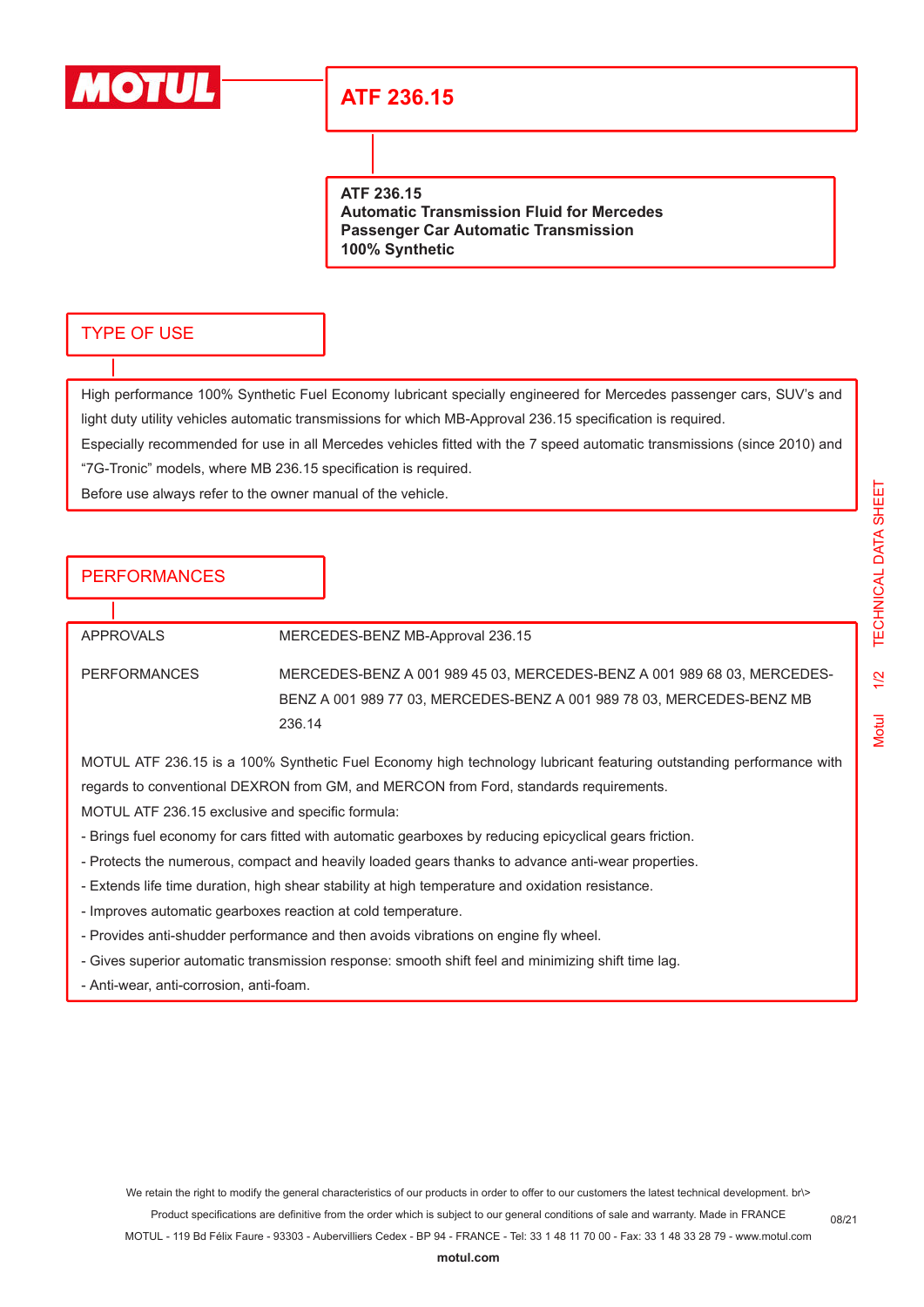# ATF 236.15

**ATF 236.15**
**Automatic Transmission Fluid for Mercedes**
**Passenger Car Automatic Transmission**
**100% Synthetic**

## TYPE OF USE

High performance 100% Synthetic Fuel Economy lubricant specially engineered for Mercedes passenger cars, SUV's and light duty utility vehicles automatic transmissions for which MB-Approval 236.15 specification is required.

Especially recommended for use in all Mercedes vehicles fitted with the 7 speed automatic transmissions (since 2010) and "7G-Tronic" models, where MB 236.15 specification is required.

Before use always refer to the owner manual of the vehicle.

## PERFORMANCES

| | |
|---|---|
| APPROVALS | MERCEDES-BENZ MB-Approval 236.15 |
| PERFORMANCES | MERCEDES-BENZ A 001 989 45 03, MERCEDES-BENZ A 001 989 68 03, MERCEDES-BENZ A 001 989 77 03, MERCEDES-BENZ A 001 989 78 03, MERCEDES-BENZ MB 236.14 |

MOTUL ATF 236.15 is a 100% Synthetic Fuel Economy high technology lubricant featuring outstanding performance with regards to conventional DEXRON from GM, and MERCON from Ford, standards requirements.

MOTUL ATF 236.15 exclusive and specific formula:

- Brings fuel economy for cars fitted with automatic gearboxes by reducing epicyclical gears friction.
- Protects the numerous, compact and heavily loaded gears thanks to advance anti-wear properties.
- Extends life time duration, high shear stability at high temperature and oxidation resistance.
- Improves automatic gearboxes reaction at cold temperature.
- Provides anti-shudder performance and then avoids vibrations on engine fly wheel.
- Gives superior automatic transmission response: smooth shift feel and minimizing shift time lag.
- Anti-wear, anti-corrosion, anti-foam.

We retain the right to modify the general characteristics of our products in order to offer to our customers the latest technical development. br\>
Product specifications are definitive from the order which is subject to our general conditions of sale and warranty. Made in FRANCE
MOTUL - 119 Bd Félix Faure - 93303 - Aubervilliers Cedex - BP 94 - FRANCE - Tel: 33 1 48 11 70 00 - Fax: 33 1 48 33 28 79 - www.motul.com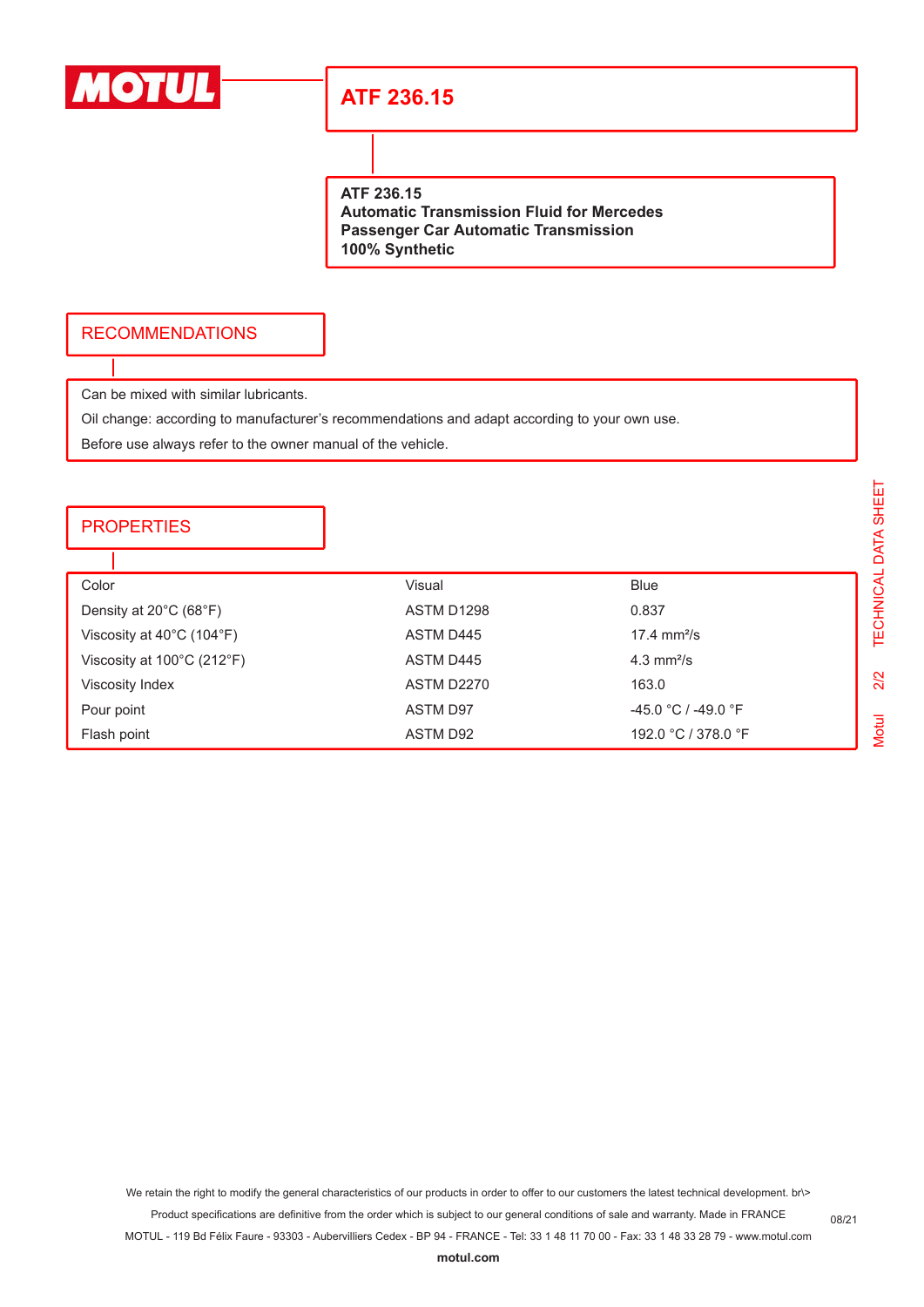# ATF 236.15

**ATF 236.15**
**Automatic Transmission Fluid for Mercedes**
**Passenger Car Automatic Transmission**
**100% Synthetic**

## RECOMMENDATIONS

Can be mixed with similar lubricants.

Oil change: according to manufacturer's recommendations and adapt according to your own use.

Before use always refer to the owner manual of the vehicle.

## PROPERTIES

| | | |
|---|---|---|
| Color | Visual | Blue |
| Density at 20°C (68°F) | ASTM D1298 | 0.837 |
| Viscosity at 40°C (104°F) | ASTM D445 | 17.4 mm²/s |
| Viscosity at 100°C (212°F) | ASTM D445 | 4.3 mm²/s |
| Viscosity Index | ASTM D2270 | 163.0 |
| Pour point | ASTM D97 | -45.0 °C / -49.0 °F |
| Flash point | ASTM D92 | 192.0 °C / 378.0 °F |

We retain the right to modify the general characteristics of our products in order to offer to our customers the latest technical development. br\>
Product specifications are definitive from the order which is subject to our general conditions of sale and warranty. Made in FRANCE
MOTUL - 119 Bd Félix Faure - 93303 - Aubervilliers Cedex - BP 94 - FRANCE - Tel: 33 1 48 11 70 00 - Fax: 33 1 48 33 28 79 - www.motul.com

08/21